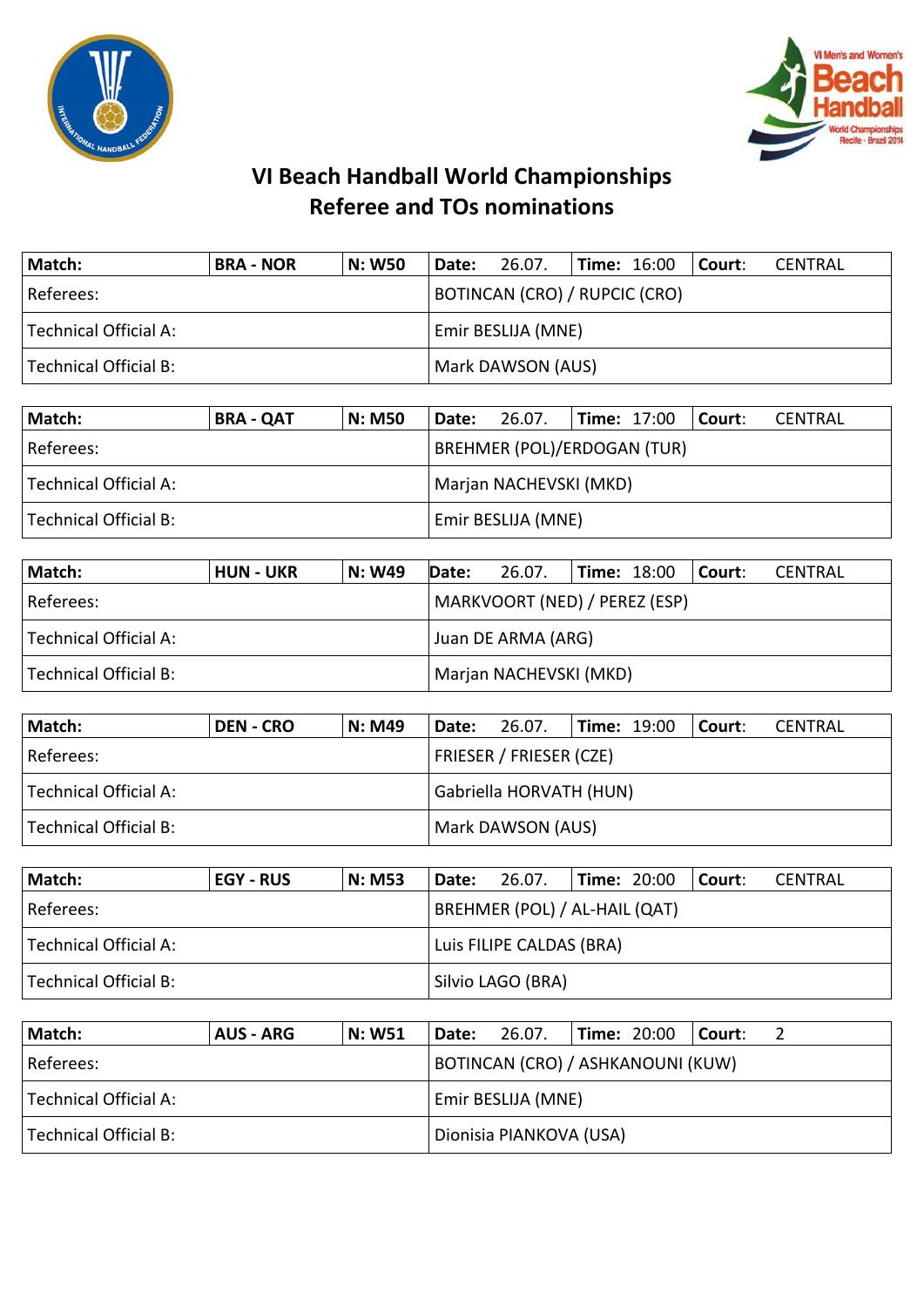# VI Beach Handball World Championships
## Referee and TOs nominations

| Match: | BRA - NOR | N: W50 | Date: 26.07. | Time: 16:00 | Court: CENTRAL |
|---|---|---|---|---|---|
| Referees: | | | BOTINCAN (CRO) / RUPCIC (CRO) | | |
| Technical Official A: | | | Emir BESLIJA (MNE) | | |
| Technical Official B: | | | Mark DAWSON (AUS) | | |

| Match: | BRA - QAT | N: M50 | Date: 26.07. | Time: 17:00 | Court: CENTRAL |
|---|---|---|---|---|---|
| Referees: | | | BREHMER (POL)/ERDOGAN (TUR) | | |
| Technical Official A: | | | Marjan NACHEVSKI (MKD) | | |
| Technical Official B: | | | Emir BESLIJA (MNE) | | |

| Match: | HUN - UKR | N: W49 | Date: 26.07. | Time: 18:00 | Court: CENTRAL |
|---|---|---|---|---|---|
| Referees: | | | MARKVOORT (NED) / PEREZ (ESP) | | |
| Technical Official A: | | | Juan DE ARMA (ARG) | | |
| Technical Official B: | | | Marjan NACHEVSKI (MKD) | | |

| Match: | DEN - CRO | N: M49 | Date: 26.07. | Time: 19:00 | Court: CENTRAL |
|---|---|---|---|---|---|
| Referees: | | | FRIESER / FRIESER (CZE) | | |
| Technical Official A: | | | Gabriella HORVATH (HUN) | | |
| Technical Official B: | | | Mark DAWSON (AUS) | | |

| Match: | EGY - RUS | N: M53 | Date: 26.07. | Time: 20:00 | Court: CENTRAL |
|---|---|---|---|---|---|
| Referees: | | | BREHMER (POL) / AL-HAIL (QAT) | | |
| Technical Official A: | | | Luis FILIPE CALDAS (BRA) | | |
| Technical Official B: | | | Silvio LAGO (BRA) | | |

| Match: | AUS - ARG | N: W51 | Date: 26.07. | Time: 20:00 | Court: 2 |
|---|---|---|---|---|---|
| Referees: | | | BOTINCAN (CRO) / ASHKANOUNI (KUW) | | |
| Technical Official A: | | | Emir BESLIJA (MNE) | | |
| Technical Official B: | | | Dionisia PIANKOVA (USA) | | |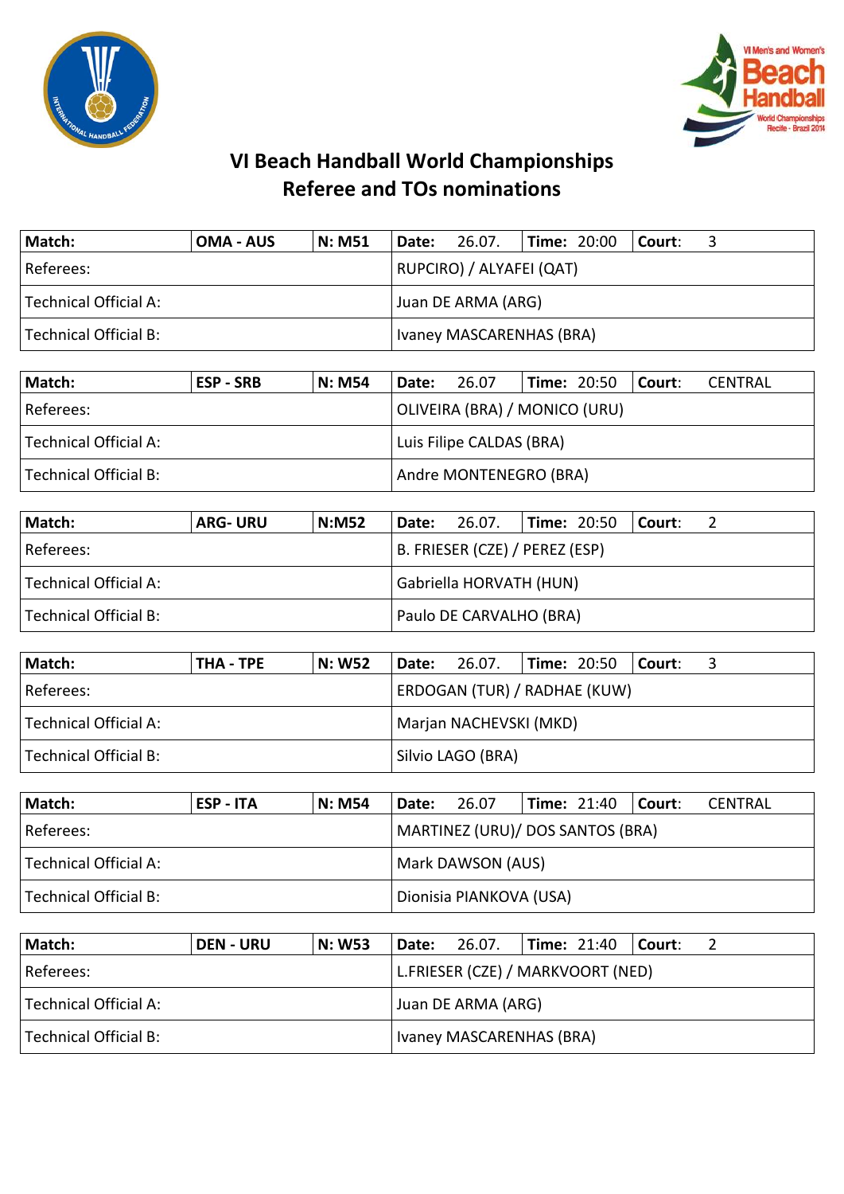# VI Beach Handball World Championships
## Referee and TOs nominations

| Match: | OMA - AUS | N: M51 | Date: 26.07. | Time: 20:00 | Court: 3 |
|---|---|---|---|---|---|
| Referees: | | | RUPCIRO) / ALYAFEI (QAT) | | |
| Technical Official A: | | | Juan DE ARMA (ARG) | | |
| Technical Official B: | | | Ivaney MASCARENHAS (BRA) | | |

| Match: | ESP - SRB | N: M54 | Date: 26.07 | Time: 20:50 | Court: CENTRAL |
|---|---|---|---|---|---|
| Referees: | | | OLIVEIRA (BRA) / MONICO (URU) | | |
| Technical Official A: | | | Luis Filipe CALDAS (BRA) | | |
| Technical Official B: | | | Andre MONTENEGRO (BRA) | | |

| Match: | ARG- URU | N:M52 | Date: 26.07. | Time: 20:50 | Court: 2 |
|---|---|---|---|---|---|
| Referees: | | | B. FRIESER (CZE) / PEREZ (ESP) | | |
| Technical Official A: | | | Gabriella HORVATH (HUN) | | |
| Technical Official B: | | | Paulo DE CARVALHO (BRA) | | |

| Match: | THA - TPE | N: W52 | Date: 26.07. | Time: 20:50 | Court: 3 |
|---|---|---|---|---|---|
| Referees: | | | ERDOGAN (TUR) / RADHAE (KUW) | | |
| Technical Official A: | | | Marjan NACHEVSKI (MKD) | | |
| Technical Official B: | | | Silvio LAGO (BRA) | | |

| Match: | ESP - ITA | N: M54 | Date: 26.07 | Time: 21:40 | Court: CENTRAL |
|---|---|---|---|---|---|
| Referees: | | | MARTINEZ (URU)/ DOS SANTOS (BRA) | | |
| Technical Official A: | | | Mark DAWSON (AUS) | | |
| Technical Official B: | | | Dionisia PIANKOVA (USA) | | |

| Match: | DEN - URU | N: W53 | Date: 26.07. | Time: 21:40 | Court: 2 |
|---|---|---|---|---|---|
| Referees: | | | L.FRIESER (CZE) / MARKVOORT (NED) | | |
| Technical Official A: | | | Juan DE ARMA (ARG) | | |
| Technical Official B: | | | Ivaney MASCARENHAS (BRA) | | |